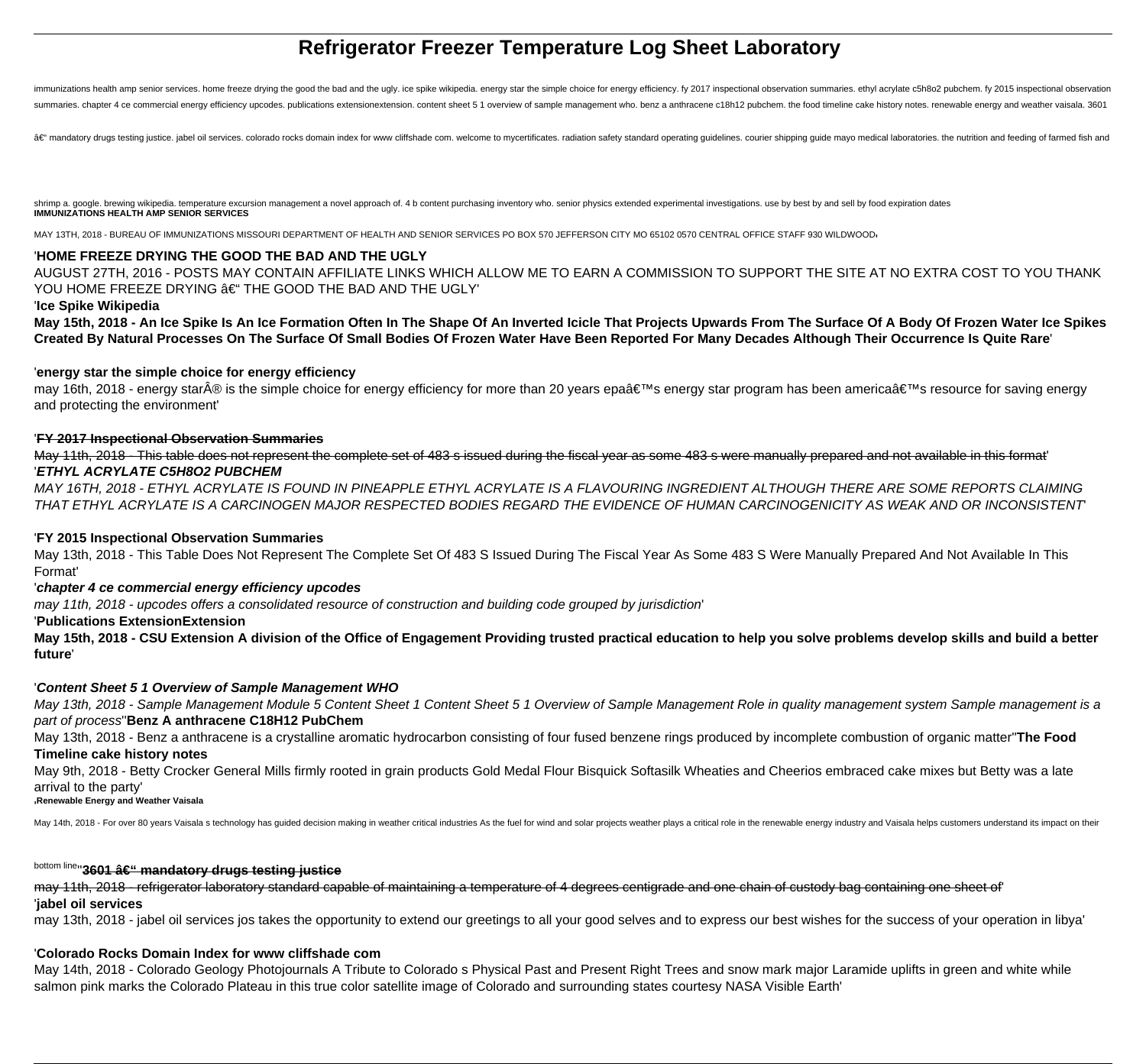# Refrigerator Freezer Temperature Log Sheet Laboratory

immunizations health amp senior services. home freeze drying the good the bad and the ugly. ice spike wikipedia. energy star the simple choice for energy efficiency. fy 2017 inspectional observation summaries. ethyl acrylate c5h8o2 pubchem. fy 2015 inspectional observation summaries. chapter 4 ce commercial energy efficiency upcodes. publications extensionextension. content sheet 5 1 overview of sample management who. benz a anthracene c18h12 pubchem. the food timeline cake history notes. renewable energy and weather vaisala. 3601 â€" mandatory drugs testing justice. jabel oil services. colorado rocks domain index for www cliffshade com. welcome to mycertificates. radiation safety standard operating guidelines. courier shipping guide mayo medical laboratories. the nutrition and feeding of farmed fish and shrimp a. google. brewing wikipedia. temperature excursion management a novel approach of. 4 b content purchasing inventory who. senior physics extended experimental investigations. use by best by and sell by food expiration dates

**IMMUNIZATIONS HEALTH AMP SENIOR SERVICES**

MAY 13TH, 2018 - BUREAU OF IMMUNIZATIONS MISSOURI DEPARTMENT OF HEALTH AND SENIOR SERVICES PO BOX 570 JEFFERSON CITY MO 65102 0570 CENTRAL OFFICE STAFF 930 WILDWOOD'

'**HOME FREEZE DRYING THE GOOD THE BAD AND THE UGLY**

AUGUST 27TH, 2016 - POSTS MAY CONTAIN AFFILIATE LINKS WHICH ALLOW ME TO EARN A COMMISSION TO SUPPORT THE SITE AT NO EXTRA COST TO YOU THANK YOU HOME FREEZE DRYING â€" THE GOOD THE BAD AND THE UGLY'

'**Ice Spike Wikipedia**

**May 15th, 2018 - An Ice Spike Is An Ice Formation Often In The Shape Of An Inverted Icicle That Projects Upwards From The Surface Of A Body Of Frozen Water Ice Spikes Created By Natural Processes On The Surface Of Small Bodies Of Frozen Water Have Been Reported For Many Decades Although Their Occurrence Is Quite Rare**'

'**energy star the simple choice for energy efficiency**

may 16th, 2018 - energy starÂ® is the simple choice for energy efficiency for more than 20 years epaâ€™s energy star program has been americaâ€™s resource for saving energy and protecting the environment'

'**FY 2017 Inspectional Observation Summaries**

May 11th, 2018 - This table does not represent the complete set of 483 s issued during the fiscal year as some 483 s were manually prepared and not available in this format'

'***ETHYL ACRYLATE C5H8O2 PUBCHEM***

*MAY 16TH, 2018 - ETHYL ACRYLATE IS FOUND IN PINEAPPLE ETHYL ACRYLATE IS A FLAVOURING INGREDIENT ALTHOUGH THERE ARE SOME REPORTS CLAIMING THAT ETHYL ACRYLATE IS A CARCINOGEN MAJOR RESPECTED BODIES REGARD THE EVIDENCE OF HUMAN CARCINOGENICITY AS WEAK AND OR INCONSISTENT*'

'**FY 2015 Inspectional Observation Summaries**

May 13th, 2018 - This Table Does Not Represent The Complete Set Of 483 S Issued During The Fiscal Year As Some 483 S Were Manually Prepared And Not Available In This Format'

'***chapter 4 ce commercial energy efficiency upcodes***

*may 11th, 2018 - upcodes offers a consolidated resource of construction and building code grouped by jurisdiction*'

'**Publications ExtensionExtension**

**May 15th, 2018 - CSU Extension A division of the Office of Engagement Providing trusted practical education to help you solve problems develop skills and build a better future**'

'***Content Sheet 5 1 Overview of Sample Management WHO***

*May 13th, 2018 - Sample Management Module 5 Content Sheet 1 Content Sheet 5 1 Overview of Sample Management Role in quality management system Sample management is a part of process*''**Benz A anthracene C18H12 PubChem**

May 13th, 2018 - Benz a anthracene is a crystalline aromatic hydrocarbon consisting of four fused benzene rings produced by incomplete combustion of organic matter''**The Food Timeline cake history notes**

May 9th, 2018 - Betty Crocker General Mills firmly rooted in grain products Gold Medal Flour Bisquick Softasilk Wheaties and Cheerios embraced cake mixes but Betty was a late arrival to the party'

'**Renewable Energy and Weather Vaisala**

May 14th, 2018 - For over 80 years Vaisala s technology has guided decision making in weather critical industries As the fuel for wind and solar projects weather plays a critical role in the renewable energy industry and Vaisala helps customers understand its impact on their bottom line''**3601 â€" mandatory drugs testing justice**

may 11th, 2018 - refrigerator laboratory standard capable of maintaining a temperature of 4 degrees centigrade and one chain of custody bag containing one sheet of'

'**jabel oil services**

may 13th, 2018 - jabel oil services jos takes the opportunity to extend our greetings to all your good selves and to express our best wishes for the success of your operation in libya'

'**Colorado Rocks Domain Index for www cliffshade com**

May 14th, 2018 - Colorado Geology Photojournals A Tribute to Colorado s Physical Past and Present Right Trees and snow mark major Laramide uplifts in green and white while salmon pink marks the Colorado Plateau in this true color satellite image of Colorado and surrounding states courtesy NASA Visible Earth'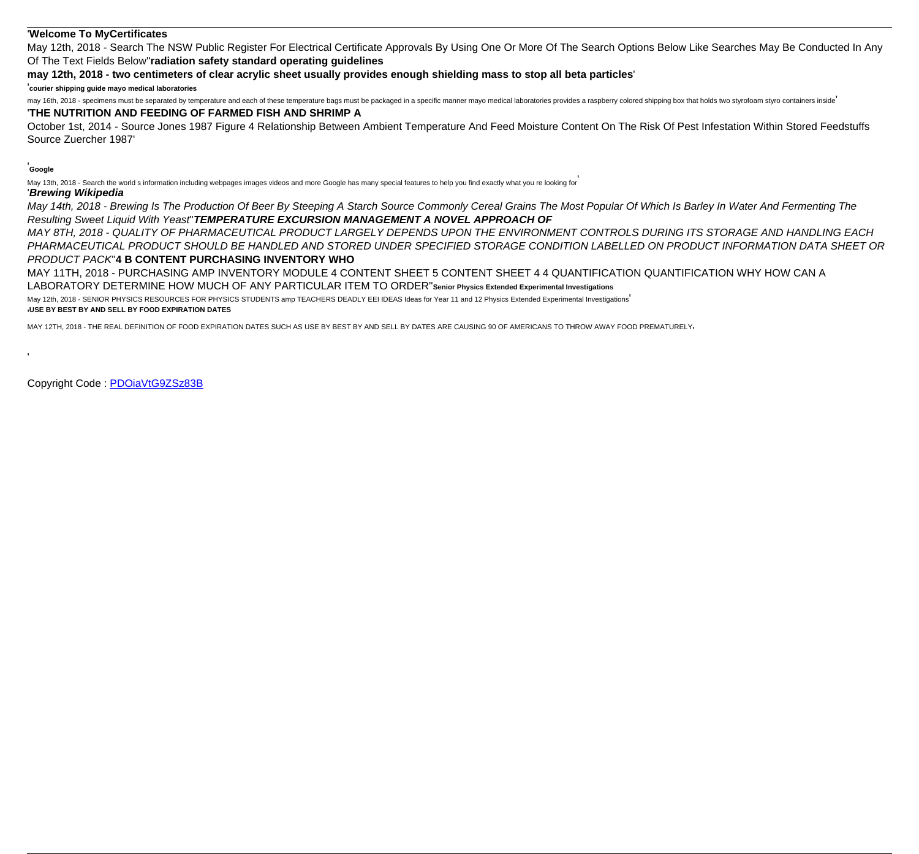'**Welcome To MyCertificates**

May 12th, 2018 - Search The NSW Public Register For Electrical Certificate Approvals By Using One Or More Of The Search Options Below Like Searches May Be Conducted In Any Of The Text Fields Below''**radiation safety standard operating guidelines**

**may 12th, 2018 - two centimeters of clear acrylic sheet usually provides enough shielding mass to stop all beta particles**'

'**courier shipping guide mayo medical laboratories**

may 16th, 2018 - specimens must be separated by temperature and each of these temperature bags must be packaged in a specific manner mayo medical laboratories provides a raspberry colored shipping box that holds two styrofoam styro containers inside'

'**THE NUTRITION AND FEEDING OF FARMED FISH AND SHRIMP A**

October 1st, 2014 - Source Jones 1987 Figure 4 Relationship Between Ambient Temperature And Feed Moisture Content On The Risk Of Pest Infestation Within Stored Feedstuffs Source Zuercher 1987'

'**Google**

May 13th, 2018 - Search the world s information including webpages images videos and more Google has many special features to help you find exactly what you re looking for'

'***Brewing Wikipedia***

*May 14th, 2018 - Brewing Is The Production Of Beer By Steeping A Starch Source Commonly Cereal Grains The Most Popular Of Which Is Barley In Water And Fermenting The Resulting Sweet Liquid With Yeast*''***TEMPERATURE EXCURSION MANAGEMENT A NOVEL APPROACH OF***

*MAY 8TH, 2018 - QUALITY OF PHARMACEUTICAL PRODUCT LARGELY DEPENDS UPON THE ENVIRONMENT CONTROLS DURING ITS STORAGE AND HANDLING EACH PHARMACEUTICAL PRODUCT SHOULD BE HANDLED AND STORED UNDER SPECIFIED STORAGE CONDITION LABELLED ON PRODUCT INFORMATION DATA SHEET OR PRODUCT PACK*''**4 B CONTENT PURCHASING INVENTORY WHO**

MAY 11TH, 2018 - PURCHASING AMP INVENTORY MODULE 4 CONTENT SHEET 5 CONTENT SHEET 4 4 QUANTIFICATION QUANTIFICATION WHY HOW CAN A LABORATORY DETERMINE HOW MUCH OF ANY PARTICULAR ITEM TO ORDER''**Senior Physics Extended Experimental Investigations**

May 12th, 2018 - SENIOR PHYSICS RESOURCES FOR PHYSICS STUDENTS amp TEACHERS DEADLY EEI IDEAS Ideas for Year 11 and 12 Physics Extended Experimental Investigations'

'**USE BY BEST BY AND SELL BY FOOD EXPIRATION DATES**

MAY 12TH, 2018 - THE REAL DEFINITION OF FOOD EXPIRATION DATES SUCH AS USE BY BEST BY AND SELL BY DATES ARE CAUSING 90 OF AMERICANS TO THROW AWAY FOOD PREMATURELY'

'

Copyright Code : PDOiaVtG9ZSz83B